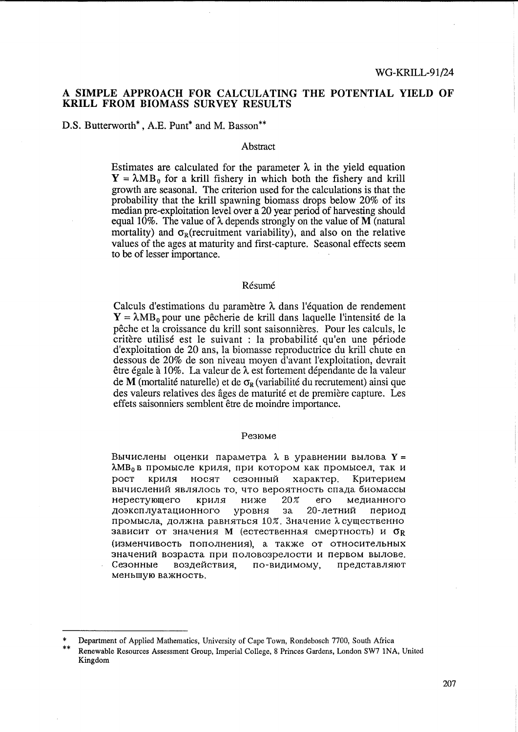WG-KRILL-91/24

# A SIMPLE APPROACH FOR CALCULATING THE POTENTIAL YIELD OF KRILL FROM BIOMASS SURVEY RESULTS

D.S. Butterworth*, A.E. Punt* and M. Basson**

## Abstract

Estimates are calculated for the parameter $\lambda$ in the yield equation $\mathbf{Y} = \lambda \mathbf{M} \mathbf{B}_0$ for a krill fishery in which both the fishery and krill growth are seasonal. The criterion used for the calculations is that the probability that the krill spawning biomass drops below 20% of its median pre-exploitation level over a 20 year period of harvesting should equal 10%. The value of $\lambda$ depends strongly on the value of **M** (natural mortality) and $\sigma_R$(recruitment variability), and also on the relative values of the ages at maturity and first-capture. Seasonal effects seem to be of lesser importance.

## Résumé

Calculs d'estimations du paramètre $\lambda$ dans l'équation de rendement $\mathbf{Y} = \lambda \mathbf{M} \mathbf{B}_0$ pour une pêcherie de krill dans laquelle l'intensité de la pêche et la croissance du krill sont saisonnières. Pour les calculs, le critère utilisé est le suivant : la probabilité qu'en une période d'exploitation de 20 ans, la biomasse reproductrice du krill chute en dessous de 20% de son niveau moyen d'avant l'exploitation, devrait être égale à 10%. La valeur de $\lambda$ est fortement dépendante de la valeur de **M** (mortalité naturelle) et de $\sigma_R$ (variabilité du recrutement) ainsi que des valeurs relatives des âges de maturité et de première capture. Les effets saisonniers semblent être de moindre importance.

## Резюме

Вычислены оценки параметра $\lambda$ в уравнении вылова $\mathbf{Y} = \lambda \mathbf{M} \mathbf{B}_0$ в промысле криля, при котором как промысел, так и рост криля носят сезонный характер. Критерием вычислений являлось то, что вероятность спада биомассы нерестующего криля ниже 20% его медианного доэксплуатационного уровня за 20-летний период промысла, должна равняться 10%. Значение $\lambda$ существенно зависит от значения **M** (естественная смертность) и $\sigma_R$ (изменчивость пополнения), а также от относительных значений возраста при половозрелости и первом вылове. Сезонные воздействия, по-видимому, представляют меньшую важность.

---

\* Department of Applied Mathematics, University of Cape Town, Rondebosch 7700, South Africa

\*\* Renewable Resources Assessment Group, Imperial College, 8 Princes Gardens, London SW7 1NA, United Kingdom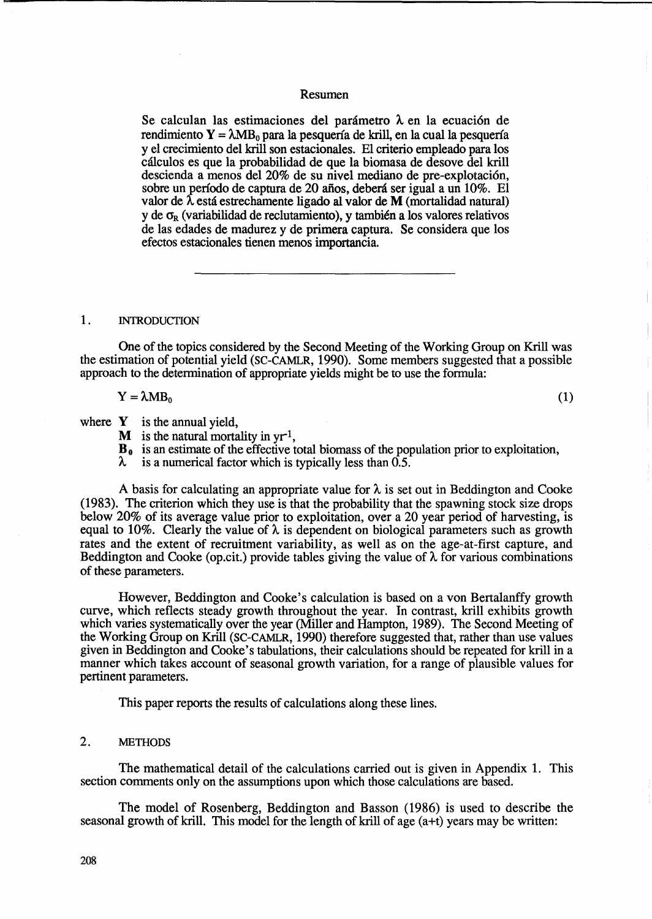## Resumen

Se calculan las estimaciones del parámetro $\lambda$ en la ecuación de rendimiento $Y = \lambda MB_0$ para la pesquería de krill, en la cual la pesquería y el crecimiento del krill son estacionales. El criterio empleado para los cálculos es que la probabilidad de que la biomasa de desove del krill descienda a menos del 20% de su nivel mediano de pre-explotación, sobre un período de captura de 20 años, deberá ser igual a un 10%. El valor de $\lambda$ está estrechamente ligado al valor de **M** (mortalidad natural) y de $\sigma_R$ (variabilidad de reclutamiento), y también a los valores relativos de las edades de madurez y de primera captura. Se considera que los efectos estacionales tienen menos importancia.

---

## 1. INTRODUCTION

One of the topics considered by the Second Meeting of the Working Group on Krill was the estimation of potential yield (SC-CAMLR, 1990). Some members suggested that a possible approach to the determination of appropriate yields might be to use the formula:

$$Y = \lambda MB_0 \tag{1}$$

where
- **Y** is the annual yield,
- **M** is the natural mortality in $yr^{-1}$,
- $\mathbf{B_0}$ is an estimate of the effective total biomass of the population prior to exploitation,
- $\lambda$ is a numerical factor which is typically less than 0.5.

A basis for calculating an appropriate value for $\lambda$ is set out in Beddington and Cooke (1983). The criterion which they use is that the probability that the spawning stock size drops below 20% of its average value prior to exploitation, over a 20 year period of harvesting, is equal to 10%. Clearly the value of $\lambda$ is dependent on biological parameters such as growth rates and the extent of recruitment variability, as well as on the age-at-first capture, and Beddington and Cooke (op.cit.) provide tables giving the value of $\lambda$ for various combinations of these parameters.

However, Beddington and Cooke's calculation is based on a von Bertalanffy growth curve, which reflects steady growth throughout the year. In contrast, krill exhibits growth which varies systematically over the year (Miller and Hampton, 1989). The Second Meeting of the Working Group on Krill (SC-CAMLR, 1990) therefore suggested that, rather than use values given in Beddington and Cooke's tabulations, their calculations should be repeated for krill in a manner which takes account of seasonal growth variation, for a range of plausible values for pertinent parameters.

This paper reports the results of calculations along these lines.

## 2. METHODS

The mathematical detail of the calculations carried out is given in Appendix 1. This section comments only on the assumptions upon which those calculations are based.

The model of Rosenberg, Beddington and Basson (1986) is used to describe the seasonal growth of krill. This model for the length of krill of age (a+t) years may be written: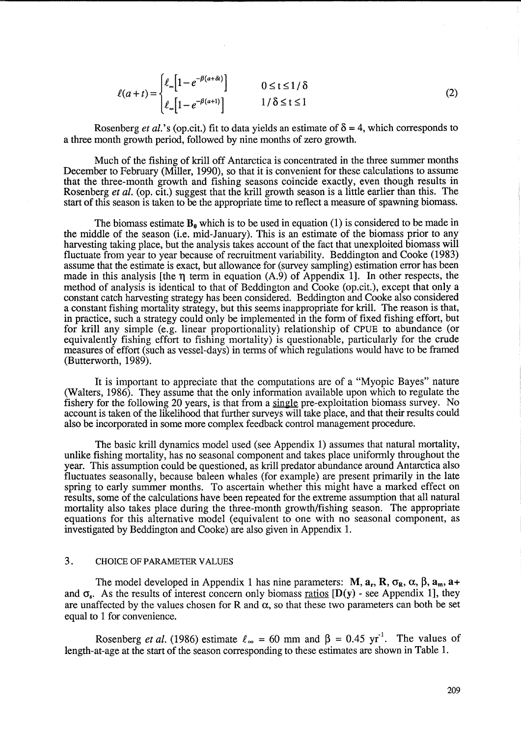$$
\ell(a+t) = \begin{cases} \ell_\infty\left[1 - e^{-\beta(a+\delta t)}\right] & 0 \le t \le 1/\delta \\ \ell_\infty\left[1 - e^{-\beta(a+1)}\right] & 1/\delta \le t \le 1 \end{cases} \tag{2}
$$

Rosenberg *et al.*'s (op.cit.) fit to data yields an estimate of $\delta = 4$, which corresponds to a three month growth period, followed by nine months of zero growth.

Much of the fishing of krill off Antarctica is concentrated in the three summer months December to February (Miller, 1990), so that it is convenient for these calculations to assume that the three-month growth and fishing seasons coincide exactly, even though results in Rosenberg *et al.* (op. cit.) suggest that the krill growth season is a little earlier than this. The start of this season is taken to be the appropriate time to reflect a measure of spawning biomass.

The biomass estimate $\mathbf{B_0}$ which is to be used in equation (1) is considered to be made in the middle of the season (i.e. mid-January). This is an estimate of the biomass prior to any harvesting taking place, but the analysis takes account of the fact that unexploited biomass will fluctuate from year to year because of recruitment variability. Beddington and Cooke (1983) assume that the estimate is exact, but allowance for (survey sampling) estimation error has been made in this analysis [the $\eta$ term in equation (A.9) of Appendix 1]. In other respects, the method of analysis is identical to that of Beddington and Cooke (op.cit.), except that only a constant catch harvesting strategy has been considered. Beddington and Cooke also considered a constant fishing mortality strategy, but this seems inappropriate for krill. The reason is that, in practice, such a strategy could only be implemented in the form of fixed fishing effort, but for krill any simple (e.g. linear proportionality) relationship of CPUE to abundance (or equivalently fishing effort to fishing mortality) is questionable, particularly for the crude measures of effort (such as vessel-days) in terms of which regulations would have to be framed (Butterworth, 1989).

It is important to appreciate that the computations are of a "Myopic Bayes" nature (Walters, 1986). They assume that the only information available upon which to regulate the fishery for the following 20 years, is that from a <u>single</u> pre-exploitation biomass survey. No account is taken of the likelihood that further surveys will take place, and that their results could also be incorporated in some more complex feedback control management procedure.

The basic krill dynamics model used (see Appendix 1) assumes that natural mortality, unlike fishing mortality, has no seasonal component and takes place uniformly throughout the year. This assumption could be questioned, as krill predator abundance around Antarctica also fluctuates seasonally, because baleen whales (for example) are present primarily in the late spring to early summer months. To ascertain whether this might have a marked effect on results, some of the calculations have been repeated for the extreme assumption that all natural mortality also takes place during the three-month growth/fishing season. The appropriate equations for this alternative model (equivalent to one with no seasonal component, as investigated by Beddington and Cooke) are also given in Appendix 1.

## 3. CHOICE OF PARAMETER VALUES

The model developed in Appendix 1 has nine parameters: $\mathbf{M}$, $\mathbf{a_r}$, $\mathbf{R}$, $\boldsymbol{\sigma_R}$, $\boldsymbol{\alpha}$, $\boldsymbol{\beta}$, $\mathbf{a_m}$, $\mathbf{a+}$ and $\boldsymbol{\sigma_s}$. As the results of interest concern only biomass <u>ratios</u> [$\mathbf{D(y)}$ - see Appendix 1], they are unaffected by the values chosen for R and $\alpha$, so that these two parameters can both be set equal to 1 for convenience.

Rosenberg *et al.* (1986) estimate $\ell_\infty$ = 60 mm and $\beta$ = 0.45 yr$^{-1}$. The values of length-at-age at the start of the season corresponding to these estimates are shown in Table 1.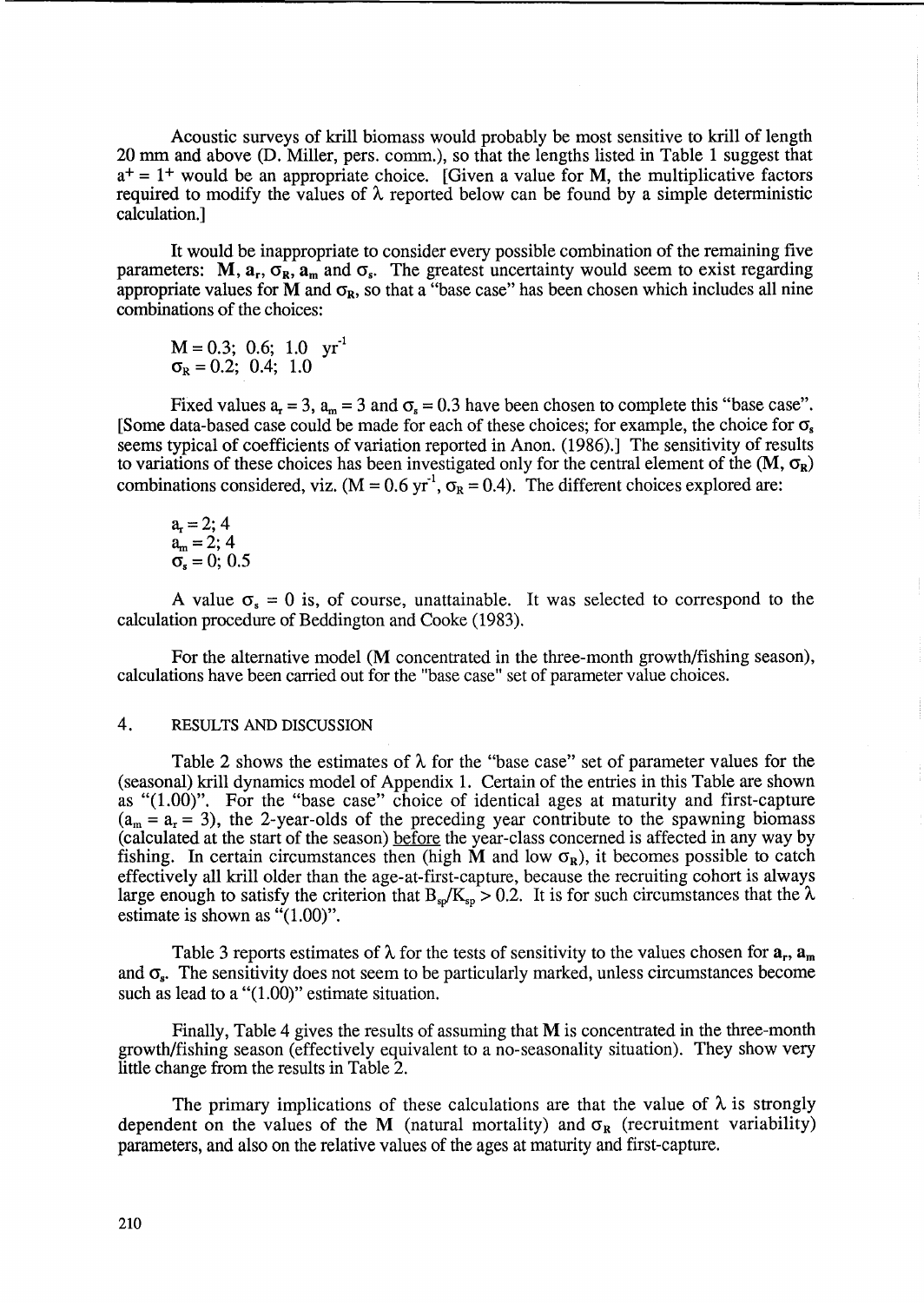Acoustic surveys of krill biomass would probably be most sensitive to krill of length 20 mm and above (D. Miller, pers. comm.), so that the lengths listed in Table 1 suggest that $a^+ = 1^+$ would be an appropriate choice. [Given a value for **M**, the multiplicative factors required to modify the values of $\lambda$ reported below can be found by a simple deterministic calculation.]

It would be inappropriate to consider every possible combination of the remaining five parameters: **M**, $\mathbf{a_r}$, $\boldsymbol{\sigma_R}$, $\mathbf{a_m}$ and $\boldsymbol{\sigma_s}$. The greatest uncertainty would seem to exist regarding appropriate values for **M** and $\boldsymbol{\sigma_R}$, so that a "base case" has been chosen which includes all nine combinations of the choices:

$$M = 0.3;\ 0.6;\ 1.0\ \ \text{yr}^{-1}$$
$$\sigma_R = 0.2;\ 0.4;\ 1.0$$

Fixed values $a_r = 3$, $a_m = 3$ and $\sigma_s = 0.3$ have been chosen to complete this "base case". [Some data-based case could be made for each of these choices; for example, the choice for $\sigma_s$ seems typical of coefficients of variation reported in Anon. (1986).] The sensitivity of results to variations of these choices has been investigated only for the central element of the ($\mathbf{M}$, $\boldsymbol{\sigma_R}$) combinations considered, viz. ($M = 0.6\ \text{yr}^{-1}$, $\sigma_R = 0.4$). The different choices explored are:

$$a_r = 2;\ 4$$
$$a_m = 2;\ 4$$
$$\sigma_s = 0;\ 0.5$$

A value $\sigma_s = 0$ is, of course, unattainable. It was selected to correspond to the calculation procedure of Beddington and Cooke (1983).

For the alternative model (**M** concentrated in the three-month growth/fishing season), calculations have been carried out for the "base case" set of parameter value choices.

## 4. RESULTS AND DISCUSSION

Table 2 shows the estimates of $\lambda$ for the "base case" set of parameter values for the (seasonal) krill dynamics model of Appendix 1. Certain of the entries in this Table are shown as "(1.00)". For the "base case" choice of identical ages at maturity and first-capture ($a_m = a_r = 3$), the 2-year-olds of the preceding year contribute to the spawning biomass (calculated at the start of the season) before the year-class concerned is affected in any way by fishing. In certain circumstances then (high **M** and low $\sigma_R$), it becomes possible to catch effectively all krill older than the age-at-first-capture, because the recruiting cohort is always large enough to satisfy the criterion that $B_{sp}/K_{sp} > 0.2$. It is for such circumstances that the $\lambda$ estimate is shown as "(1.00)".

Table 3 reports estimates of $\lambda$ for the tests of sensitivity to the values chosen for $\mathbf{a_r}$, $\mathbf{a_m}$ and $\boldsymbol{\sigma_s}$. The sensitivity does not seem to be particularly marked, unless circumstances become such as lead to a "(1.00)" estimate situation.

Finally, Table 4 gives the results of assuming that **M** is concentrated in the three-month growth/fishing season (effectively equivalent to a no-seasonality situation). They show very little change from the results in Table 2.

The primary implications of these calculations are that the value of $\lambda$ is strongly dependent on the values of the **M** (natural mortality) and $\boldsymbol{\sigma_R}$ (recruitment variability) parameters, and also on the relative values of the ages at maturity and first-capture.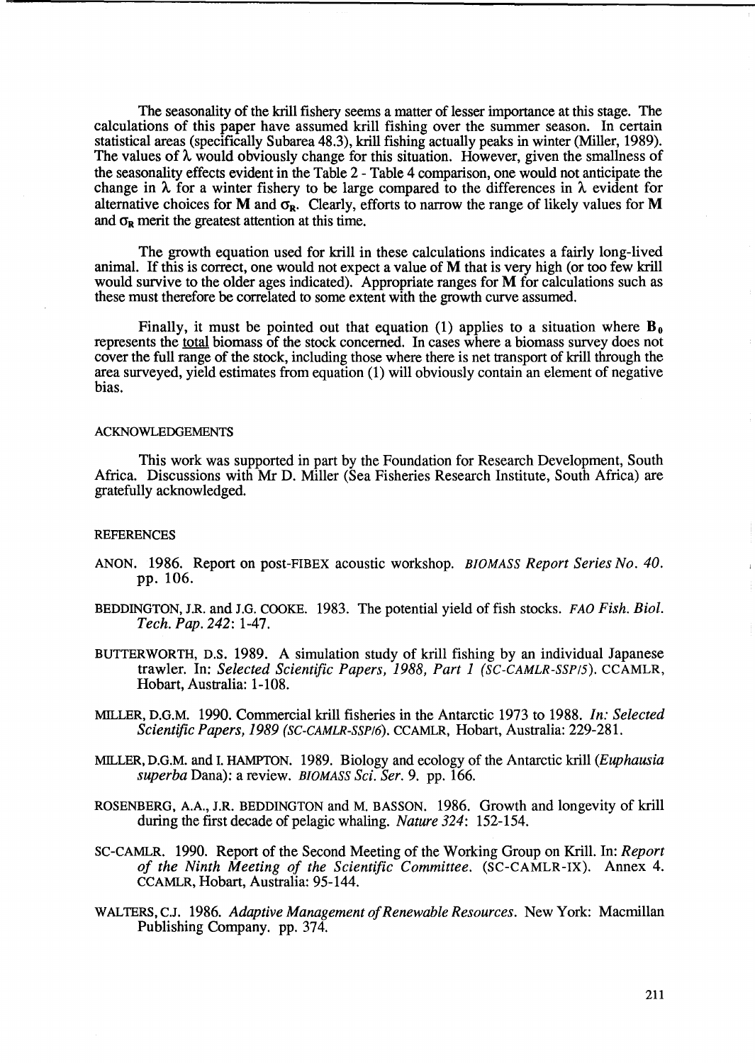The seasonality of the krill fishery seems a matter of lesser importance at this stage. The calculations of this paper have assumed krill fishing over the summer season. In certain statistical areas (specifically Subarea 48.3), krill fishing actually peaks in winter (Miller, 1989). The values of $\lambda$ would obviously change for this situation. However, given the smallness of the seasonality effects evident in the Table 2 - Table 4 comparison, one would not anticipate the change in $\lambda$ for a winter fishery to be large compared to the differences in $\lambda$ evident for alternative choices for $\mathbf{M}$ and $\sigma_{\mathbf{R}}$. Clearly, efforts to narrow the range of likely values for $\mathbf{M}$ and $\sigma_{\mathbf{R}}$ merit the greatest attention at this time.

The growth equation used for krill in these calculations indicates a fairly long-lived animal. If this is correct, one would not expect a value of $\mathbf{M}$ that is very high (or too few krill would survive to the older ages indicated). Appropriate ranges for $\mathbf{M}$ for calculations such as these must therefore be correlated to some extent with the growth curve assumed.

Finally, it must be pointed out that equation (1) applies to a situation where $\mathbf{B_0}$ represents the <u>total</u> biomass of the stock concerned. In cases where a biomass survey does not cover the full range of the stock, including those where there is net transport of krill through the area surveyed, yield estimates from equation (1) will obviously contain an element of negative bias.

## ACKNOWLEDGEMENTS

This work was supported in part by the Foundation for Research Development, South Africa. Discussions with Mr D. Miller (Sea Fisheries Research Institute, South Africa) are gratefully acknowledged.

## REFERENCES

ANON. 1986. Report on post-FIBEX acoustic workshop. *BIOMASS Report Series No. 40.* pp. 106.

BEDDINGTON, J.R. and J.G. COOKE. 1983. The potential yield of fish stocks. *FAO Fish. Biol. Tech. Pap. 242*: 1-47.

BUTTERWORTH, D.S. 1989. A simulation study of krill fishing by an individual Japanese trawler. In: *Selected Scientific Papers, 1988, Part 1 (SC-CAMLR-SSP/5)*. CCAMLR, Hobart, Australia: 1-108.

MILLER, D.G.M. 1990. Commercial krill fisheries in the Antarctic 1973 to 1988. *In: Selected Scientific Papers, 1989 (SC-CAMLR-SSP/6)*. CCAMLR, Hobart, Australia: 229-281.

MILLER, D.G.M. and I. HAMPTON. 1989. Biology and ecology of the Antarctic krill (*Euphausia superba* Dana): a review. *BIOMASS Sci. Ser.* 9. pp. 166.

ROSENBERG, A.A., J.R. BEDDINGTON and M. BASSON. 1986. Growth and longevity of krill during the first decade of pelagic whaling. *Nature 324*: 152-154.

SC-CAMLR. 1990. Report of the Second Meeting of the Working Group on Krill. In: *Report of the Ninth Meeting of the Scientific Committee.* (SC-CAMLR-IX). Annex 4. CCAMLR, Hobart, Australia: 95-144.

WALTERS, C.J. 1986. *Adaptive Management of Renewable Resources*. New York: Macmillan Publishing Company. pp. 374.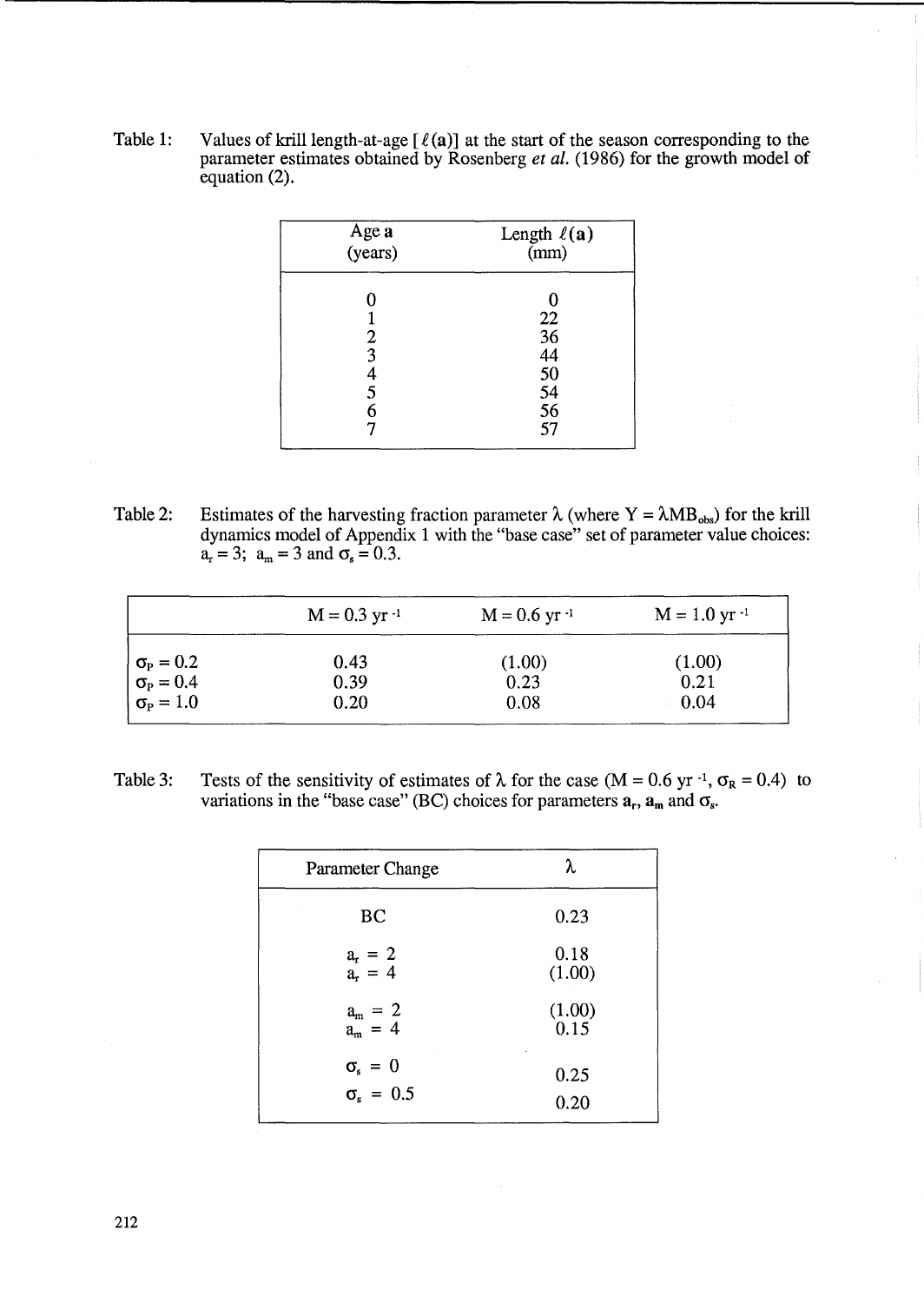Table 1: Values of krill length-at-age [ $\ell(\mathbf{a})$] at the start of the season corresponding to the parameter estimates obtained by Rosenberg *et al.* (1986) for the growth model of equation (2).

| Age **a** (years) | Length $\ell(\mathbf{a})$ (mm) |
|---|---|
| 0 | 0 |
| 1 | 22 |
| 2 | 36 |
| 3 | 44 |
| 4 | 50 |
| 5 | 54 |
| 6 | 56 |
| 7 | 57 |

Table 2: Estimates of the harvesting fraction parameter $\lambda$ (where $Y = \lambda MB_{obs}$) for the krill dynamics model of Appendix 1 with the "base case" set of parameter value choices: $a_r = 3$; $a_m = 3$ and $\sigma_s = 0.3$.

| | $M = 0.3$ yr $^{-1}$ | $M = 0.6$ yr $^{-1}$ | $M = 1.0$ yr $^{-1}$ |
|---|---|---|---|
| $\sigma_P = 0.2$ | 0.43 | (1.00) | (1.00) |
| $\sigma_P = 0.4$ | 0.39 | 0.23 | 0.21 |
| $\sigma_P = 1.0$ | 0.20 | 0.08 | 0.04 |

Table 3: Tests of the sensitivity of estimates of $\lambda$ for the case ($M = 0.6$ yr $^{-1}$, $\sigma_R = 0.4$) to variations in the "base case" (BC) choices for parameters $\mathbf{a_r}$, $\mathbf{a_m}$ and $\sigma_s$.

| Parameter Change | $\lambda$ |
|---|---|
| BC | 0.23 |
| $a_r = 2$ | 0.18 |
| $a_r = 4$ | (1.00) |
| $a_m = 2$ | (1.00) |
| $a_m = 4$ | 0.15 |
| $\sigma_s = 0$ | 0.25 |
| $\sigma_s = 0.5$ | 0.20 |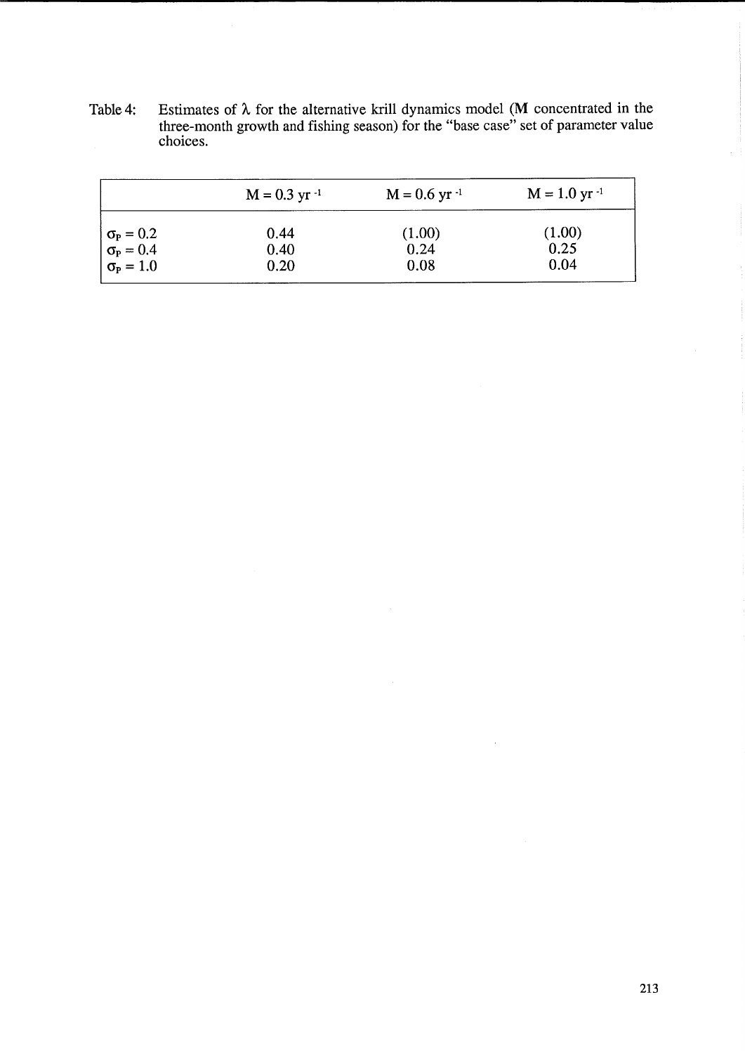Table 4: Estimates of $\lambda$ for the alternative krill dynamics model (**M** concentrated in the three-month growth and fishing season) for the "base case" set of parameter value choices.

| | $M = 0.3\ yr^{-1}$ | $M = 0.6\ yr^{-1}$ | $M = 1.0\ yr^{-1}$ |
|---|---|---|---|
| $\sigma_P = 0.2$ | 0.44 | (1.00) | (1.00) |
| $\sigma_P = 0.4$ | 0.40 | 0.24 | 0.25 |
| $\sigma_P = 1.0$ | 0.20 | 0.08 | 0.04 |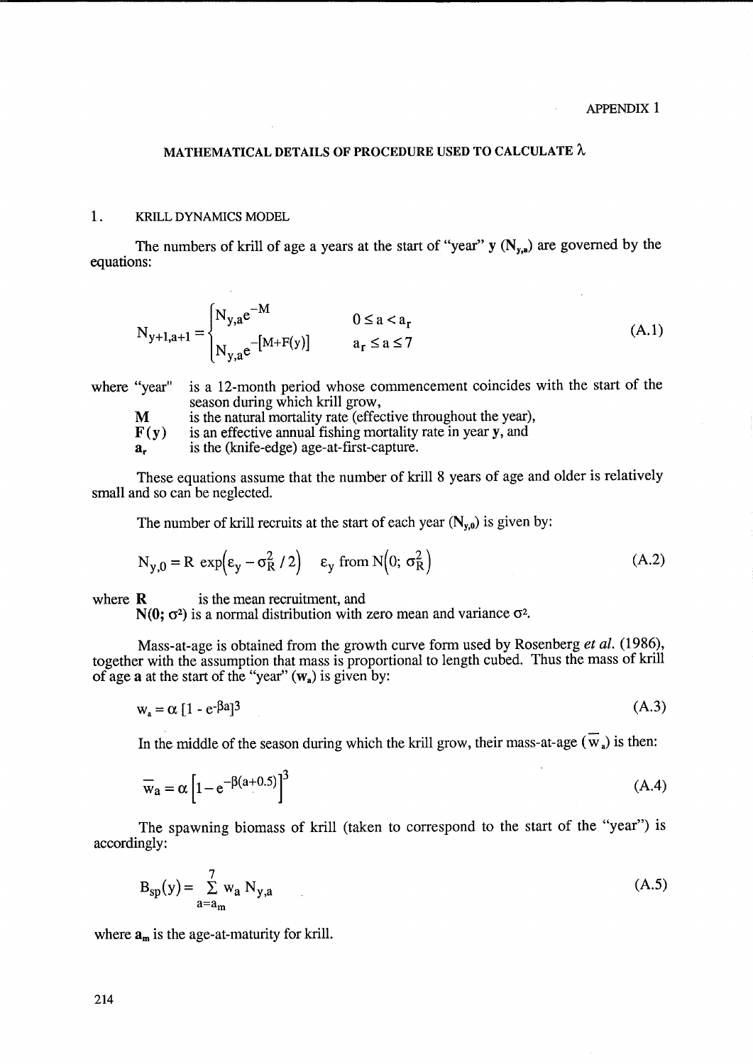APPENDIX 1

## MATHEMATICAL DETAILS OF PROCEDURE USED TO CALCULATE $\lambda$

### 1. KRILL DYNAMICS MODEL

The numbers of krill of age a years at the start of "year" **y** ($N_{y,a}$) are governed by the equations:

$$N_{y+1,a+1} = \begin{cases} N_{y,a}e^{-M} & 0 \le a < a_r \\ N_{y,a}e^{-[M+F(y)]} & a_r \le a \le 7 \end{cases} \tag{A.1}$$

where "year" is a 12-month period whose commencement coincides with the start of the season during which krill grow,

- **M** is the natural mortality rate (effective throughout the year),
- **F(y)** is an effective annual fishing mortality rate in year **y**, and
- $\mathbf{a_r}$ is the (knife-edge) age-at-first-capture.

These equations assume that the number of krill 8 years of age and older is relatively small and so can be neglected.

The number of krill recruits at the start of each year ($N_{y,0}$) is given by:

$$N_{y,0} = R \exp\left(\varepsilon_y - \sigma_R^2 / 2\right) \quad \varepsilon_y \text{ from } N\left(0; \sigma_R^2\right) \tag{A.2}$$

where **R** is the mean recruitment, and
$\mathbf{N(0; \sigma^2)}$ is a normal distribution with zero mean and variance $\sigma^2$.

Mass-at-age is obtained from the growth curve form used by Rosenberg *et al.* (1986), together with the assumption that mass is proportional to length cubed. Thus the mass of krill of age **a** at the start of the "year" ($w_a$) is given by:

$$w_a = \alpha\,[1 - e^{-\beta a}]^3 \tag{A.3}$$

In the middle of the season during which the krill grow, their mass-at-age ($\overline{w}_a$) is then:

$$\overline{w}_a = \alpha\left[1 - e^{-\beta(a+0.5)}\right]^3 \tag{A.4}$$

The spawning biomass of krill (taken to correspond to the start of the "year") is accordingly:

$$B_{sp}(y) = \sum_{a=a_m}^{7} w_a\, N_{y,a} \tag{A.5}$$

where $\mathbf{a_m}$ is the age-at-maturity for krill.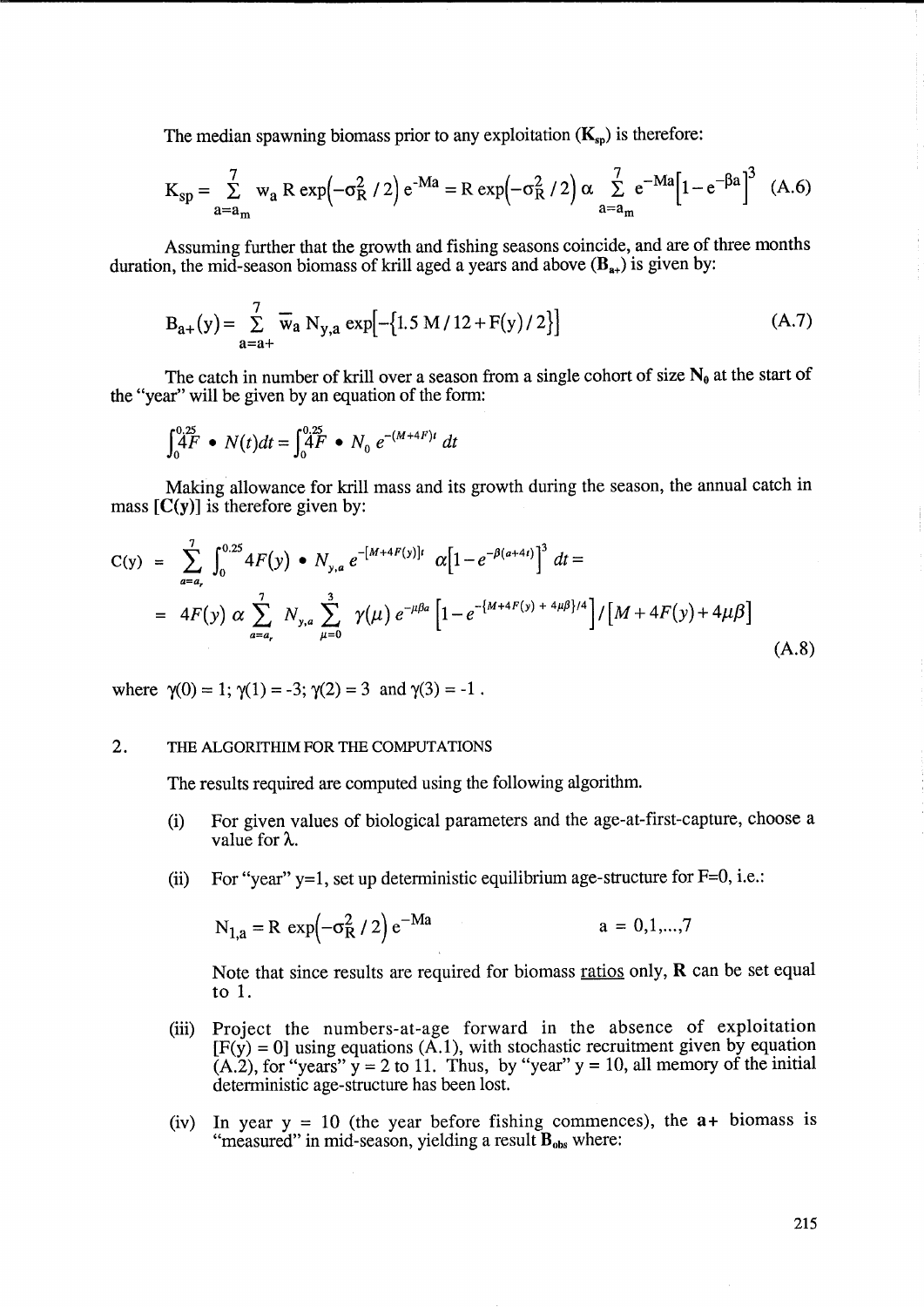The median spawning biomass prior to any exploitation ($\mathbf{K_{sp}}$) is therefore:

$$K_{sp} = \sum_{a=a_m}^{7} w_a \, R \exp\left(-\sigma_R^2/2\right) e^{-Ma} = R \exp\left(-\sigma_R^2/2\right) \alpha \sum_{a=a_m}^{7} e^{-Ma}\left[1-e^{-\beta a}\right]^3 \quad \text{(A.6)}$$

Assuming further that the growth and fishing seasons coincide, and are of three months duration, the mid-season biomass of krill aged a years and above ($\mathbf{B_{a+}}$) is given by:

$$B_{a+}(y) = \sum_{a=a+}^{7} \overline{w}_a \, N_{y,a} \exp\left[-\{1.5\,M/12 + F(y)/2\}\right] \quad \text{(A.7)}$$

The catch in number of krill over a season from a single cohort of size $\mathbf{N_0}$ at the start of the "year" will be given by an equation of the form:

$$\int_0^{0.25} 4F \bullet N(t)dt = \int_0^{0.25} 4F \bullet N_0 \, e^{-(M+4F)t} \, dt$$

Making allowance for krill mass and its growth during the season, the annual catch in mass [$\mathbf{C(y)}$] is therefore given by:

$$\begin{aligned} C(y) &= \sum_{a=a_r}^{7} \int_0^{0.25} 4F(y) \bullet N_{y,a} \, e^{-[M+4F(y)]t} \, \alpha\left[1-e^{-\beta(a+4t)}\right]^3 dt = \\ &= 4F(y)\,\alpha \sum_{a=a_r}^{7} N_{y,a} \sum_{\mu=0}^{3} \gamma(\mu)\, e^{-\mu\beta a}\left[1-e^{-\{M+4F(y)+4\mu\beta\}/4}\right] / \left[M+4F(y)+4\mu\beta\right] \end{aligned} \quad \text{(A.8)}$$

where $\gamma(0) = 1$; $\gamma(1) = -3$; $\gamma(2) = 3$ and $\gamma(3) = -1$ .

## 2. THE ALGORITHIM FOR THE COMPUTATIONS

The results required are computed using the following algorithm.

(i) For given values of biological parameters and the age-at-first-capture, choose a value for $\lambda$.

(ii) For "year" y=1, set up deterministic equilibrium age-structure for F=0, i.e.:

$$N_{1,a} = R \exp\left(-\sigma_R^2/2\right) e^{-Ma} \qquad a = 0,1,...,7$$

Note that since results are required for biomass ratios only, $\mathbf{R}$ can be set equal to 1.

(iii) Project the numbers-at-age forward in the absence of exploitation [$F(y) = 0$] using equations (A.1), with stochastic recruitment given by equation (A.2), for "years" y = 2 to 11. Thus, by "year" y = 10, all memory of the initial deterministic age-structure has been lost.

(iv) In year y = 10 (the year before fishing commences), the **a+** biomass is "measured" in mid-season, yielding a result $\mathbf{B_{obs}}$ where: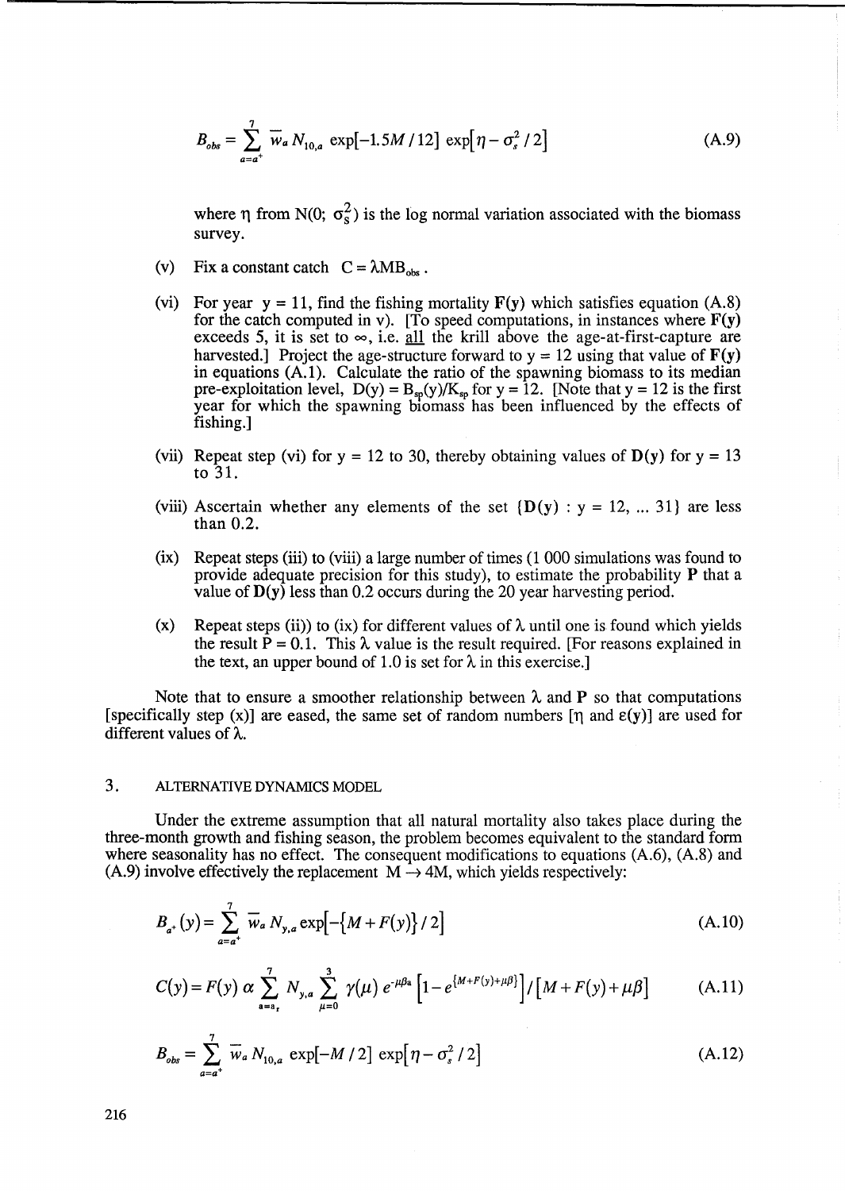$$B_{obs} = \sum_{a=a^+}^{7} \overline{w}_a N_{10,a} \exp[-1.5M/12] \exp[\eta - \sigma_s^2/2] \tag{A.9}$$

where $\eta$ from $N(0; \sigma_S^2)$ is the log normal variation associated with the biomass survey.

(v) Fix a constant catch $C = \lambda M B_{obs}$.

(vi) For year $y = 11$, find the fishing mortality $\mathbf{F(y)}$ which satisfies equation (A.8) for the catch computed in v). [To speed computations, in instances where $\mathbf{F(y)}$ exceeds 5, it is set to $\infty$, i.e. <u>all</u> the krill above the age-at-first-capture are harvested.] Project the age-structure forward to $y = 12$ using that value of $\mathbf{F(y)}$ in equations (A.1). Calculate the ratio of the spawning biomass to its median pre-exploitation level, $D(y) = B_{sp}(y)/K_{sp}$ for $y = 12$. [Note that $y = 12$ is the first year for which the spawning biomass has been influenced by the effects of fishing.]

(vii) Repeat step (vi) for $y = 12$ to 30, thereby obtaining values of $\mathbf{D(y)}$ for $y = 13$ to 31.

(viii) Ascertain whether any elements of the set $\{\mathbf{D(y)} : y = 12, \ldots 31\}$ are less than 0.2.

(ix) Repeat steps (iii) to (viii) a large number of times (1 000 simulations was found to provide adequate precision for this study), to estimate the probability $\mathbf{P}$ that a value of $\mathbf{D(y)}$ less than 0.2 occurs during the 20 year harvesting period.

(x) Repeat steps (ii)) to (ix) for different values of $\lambda$ until one is found which yields the result $P = 0.1$. This $\lambda$ value is the result required. [For reasons explained in the text, an upper bound of 1.0 is set for $\lambda$ in this exercise.]

Note that to ensure a smoother relationship between $\lambda$ and $\mathbf{P}$ so that computations [specifically step (x)] are eased, the same set of random numbers [$\eta$ and $\varepsilon(y)$] are used for different values of $\lambda$.

## 3. ALTERNATIVE DYNAMICS MODEL

Under the extreme assumption that all natural mortality also takes place during the three-month growth and fishing season, the problem becomes equivalent to the standard form where seasonality has no effect. The consequent modifications to equations (A.6), (A.8) and (A.9) involve effectively the replacement $M \rightarrow 4M$, which yields respectively:

$$B_{a^+}(y) = \sum_{a=a^+}^{7} \overline{w}_a N_{y,a} \exp[-\{M + F(y)\}/2] \tag{A.10}$$

$$C(y) = F(y)\, \alpha \sum_{a=a_r}^{7} N_{y,a} \sum_{\mu=0}^{3} \gamma(\mu)\, e^{-\mu\beta a} \left[1 - e^{\{M+F(y)+\mu\beta\}}\right] / \left[M + F(y) + \mu\beta\right] \tag{A.11}$$

$$B_{obs} = \sum_{a=a^+}^{7} \overline{w}_a N_{10,a} \exp[-M/2] \exp[\eta - \sigma_s^2/2] \tag{A.12}$$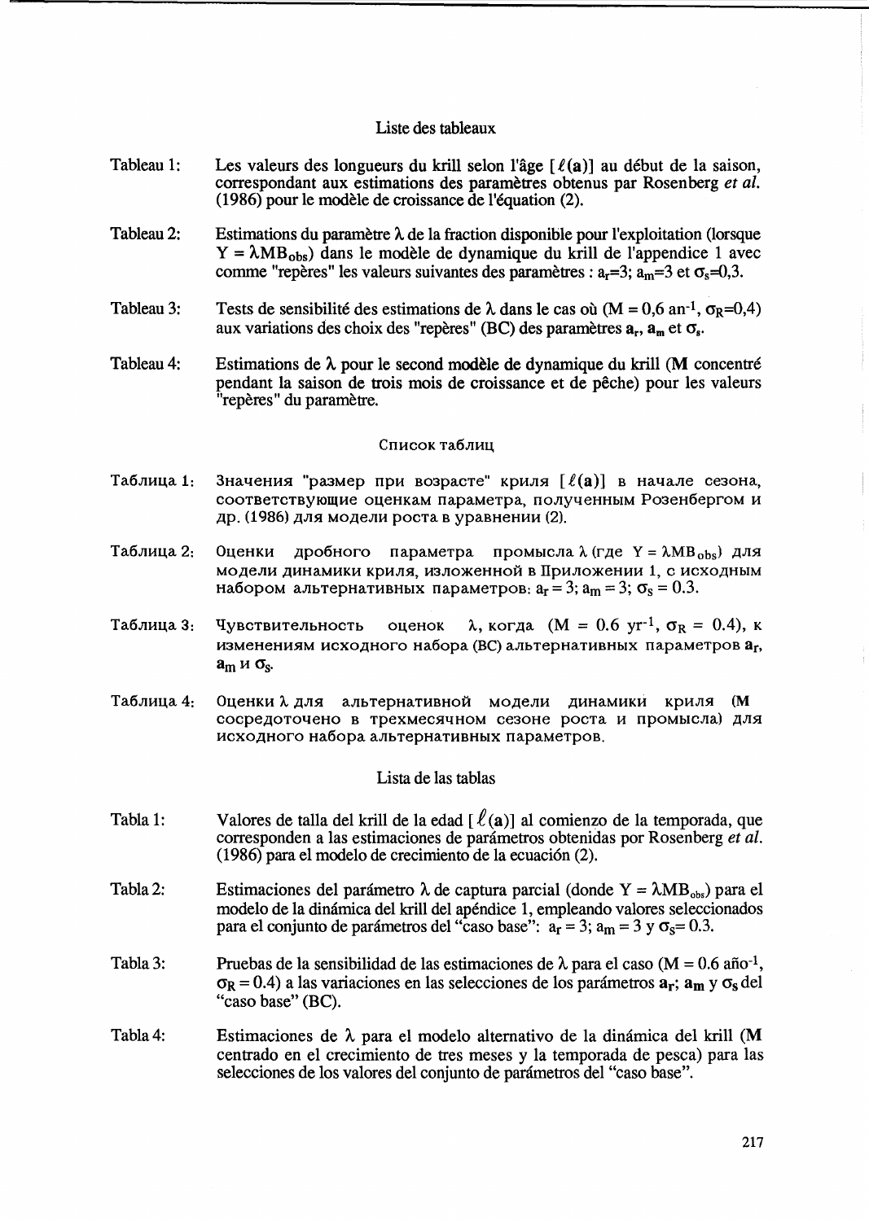## Liste des tableaux

Tableau 1: Les valeurs des longueurs du krill selon l'âge [$\ell(\mathbf{a})$] au début de la saison, correspondant aux estimations des paramètres obtenus par Rosenberg *et al.* (1986) pour le modèle de croissance de l'équation (2).

Tableau 2: Estimations du paramètre $\lambda$ de la fraction disponible pour l'exploitation (lorsque $Y = \lambda MB_{obs}$) dans le modèle de dynamique du krill de l'appendice 1 avec comme "repères" les valeurs suivantes des paramètres : $a_r$=3; $a_m$=3 et $\sigma_s$=0,3.

Tableau 3: Tests de sensibilité des estimations de $\lambda$ dans le cas où ($M$ = 0,6 $an^{-1}$, $\sigma_R$=0,4) aux variations des choix des "repères" (BC) des paramètres $\mathbf{a_r}$, $\mathbf{a_m}$ et $\boldsymbol{\sigma_s}$.

Tableau 4: Estimations de $\lambda$ pour le second modèle de dynamique du krill (**M** concentré pendant la saison de trois mois de croissance et de pêche) pour les valeurs "repères" du paramètre.

## Список таблиц

Таблица 1: Значения "размер при возрасте" криля [$\ell(\mathbf{a})$] в начале сезона, соответствующие оценкам параметра, полученным Розенбергом и др. (1986) для модели роста в уравнении (2).

Таблица 2: Оценки дробного параметра промысла $\lambda$ (где $Y = \lambda MB_{obs}$) для модели динамики криля, изложенной в Приложении 1, с исходным набором альтернативных параметров: $a_r = 3$; $a_m = 3$; $\sigma_s = 0.3$.

Таблица 3: Чувствительность оценок $\lambda$, когда ($M$ = 0.6 $yr^{-1}$, $\sigma_R$ = 0.4), к изменениям исходного набора (BC) альтернативных параметров $\mathbf{a_r}$, $\mathbf{a_m}$ и $\boldsymbol{\sigma_s}$.

Таблица 4: Оценки $\lambda$ для альтернативной модели динамики криля (**M** сосредоточено в трехмесячном сезоне роста и промысла) для исходного набора альтернативных параметров.

## Lista de las tablas

Tabla 1: Valores de talla del krill de la edad [$\ell(\mathbf{a})$] al comienzo de la temporada, que corresponden a las estimaciones de parámetros obtenidas por Rosenberg *et al.* (1986) para el modelo de crecimiento de la ecuación (2).

Tabla 2: Estimaciones del parámetro $\lambda$ de captura parcial (donde $Y = \lambda MB_{obs}$) para el modelo de la dinámica del krill del apéndice 1, empleando valores seleccionados para el conjunto de parámetros del "caso base": $a_r = 3$; $a_m = 3$ y $\sigma_s$= 0.3.

Tabla 3: Pruebas de la sensibilidad de las estimaciones de $\lambda$ para el caso ($M$ = 0.6 $año^{-1}$, $\sigma_R$ = 0.4) a las variaciones en las selecciones de los parámetros $\mathbf{a_r}$; $\mathbf{a_m}$ y $\boldsymbol{\sigma_s}$ del "caso base" (BC).

Tabla 4: Estimaciones de $\lambda$ para el modelo alternativo de la dinámica del krill (**M** centrado en el crecimiento de tres meses y la temporada de pesca) para las selecciones de los valores del conjunto de parámetros del "caso base".